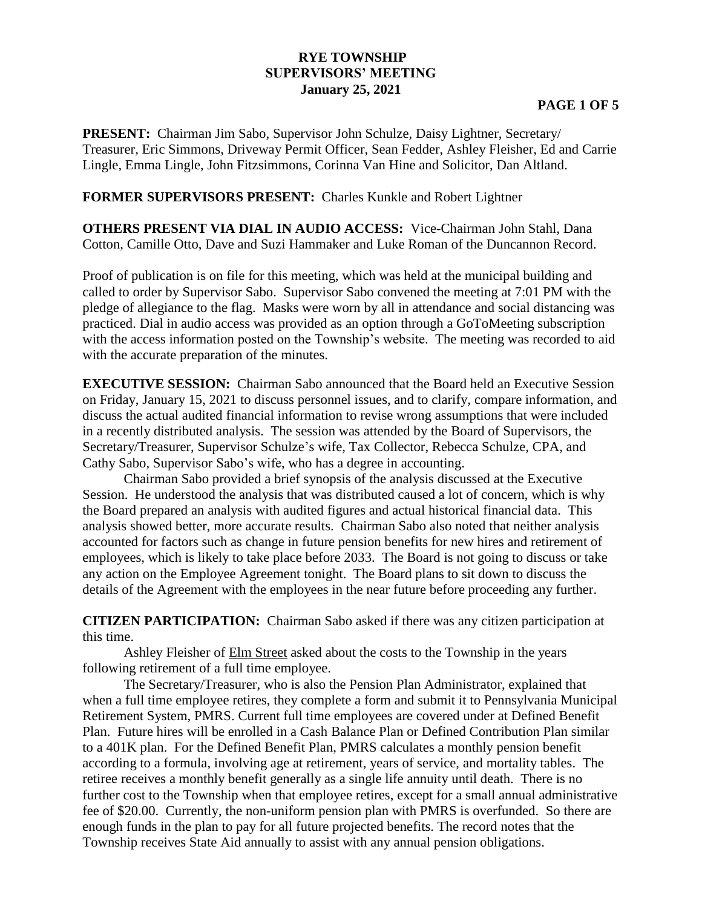# RYE TOWNSHIP
# SUPERVISORS' MEETING
# January 25, 2021

**PRESENT:** Chairman Jim Sabo, Supervisor John Schulze, Daisy Lightner, Secretary/ Treasurer, Eric Simmons, Driveway Permit Officer, Sean Fedder, Ashley Fleisher, Ed and Carrie Lingle, Emma Lingle, John Fitzsimmons, Corinna Van Hine and Solicitor, Dan Altland.

**FORMER SUPERVISORS PRESENT:** Charles Kunkle and Robert Lightner

**OTHERS PRESENT VIA DIAL IN AUDIO ACCESS:** Vice-Chairman John Stahl, Dana Cotton, Camille Otto, Dave and Suzi Hammaker and Luke Roman of the Duncannon Record.

Proof of publication is on file for this meeting, which was held at the municipal building and called to order by Supervisor Sabo. Supervisor Sabo convened the meeting at 7:01 PM with the pledge of allegiance to the flag. Masks were worn by all in attendance and social distancing was practiced. Dial in audio access was provided as an option through a GoToMeeting subscription with the access information posted on the Township's website. The meeting was recorded to aid with the accurate preparation of the minutes.

**EXECUTIVE SESSION:** Chairman Sabo announced that the Board held an Executive Session on Friday, January 15, 2021 to discuss personnel issues, and to clarify, compare information, and discuss the actual audited financial information to revise wrong assumptions that were included in a recently distributed analysis. The session was attended by the Board of Supervisors, the Secretary/Treasurer, Supervisor Schulze's wife, Tax Collector, Rebecca Schulze, CPA, and Cathy Sabo, Supervisor Sabo's wife, who has a degree in accounting.

Chairman Sabo provided a brief synopsis of the analysis discussed at the Executive Session. He understood the analysis that was distributed caused a lot of concern, which is why the Board prepared an analysis with audited figures and actual historical financial data. This analysis showed better, more accurate results. Chairman Sabo also noted that neither analysis accounted for factors such as change in future pension benefits for new hires and retirement of employees, which is likely to take place before 2033. The Board is not going to discuss or take any action on the Employee Agreement tonight. The Board plans to sit down to discuss the details of the Agreement with the employees in the near future before proceeding any further.

**CITIZEN PARTICIPATION:** Chairman Sabo asked if there was any citizen participation at this time.

Ashley Fleisher of Elm Street asked about the costs to the Township in the years following retirement of a full time employee.

The Secretary/Treasurer, who is also the Pension Plan Administrator, explained that when a full time employee retires, they complete a form and submit it to Pennsylvania Municipal Retirement System, PMRS. Current full time employees are covered under at Defined Benefit Plan. Future hires will be enrolled in a Cash Balance Plan or Defined Contribution Plan similar to a 401K plan. For the Defined Benefit Plan, PMRS calculates a monthly pension benefit according to a formula, involving age at retirement, years of service, and mortality tables. The retiree receives a monthly benefit generally as a single life annuity until death. There is no further cost to the Township when that employee retires, except for a small annual administrative fee of $20.00. Currently, the non-uniform pension plan with PMRS is overfunded. So there are enough funds in the plan to pay for all future projected benefits. The record notes that the Township receives State Aid annually to assist with any annual pension obligations.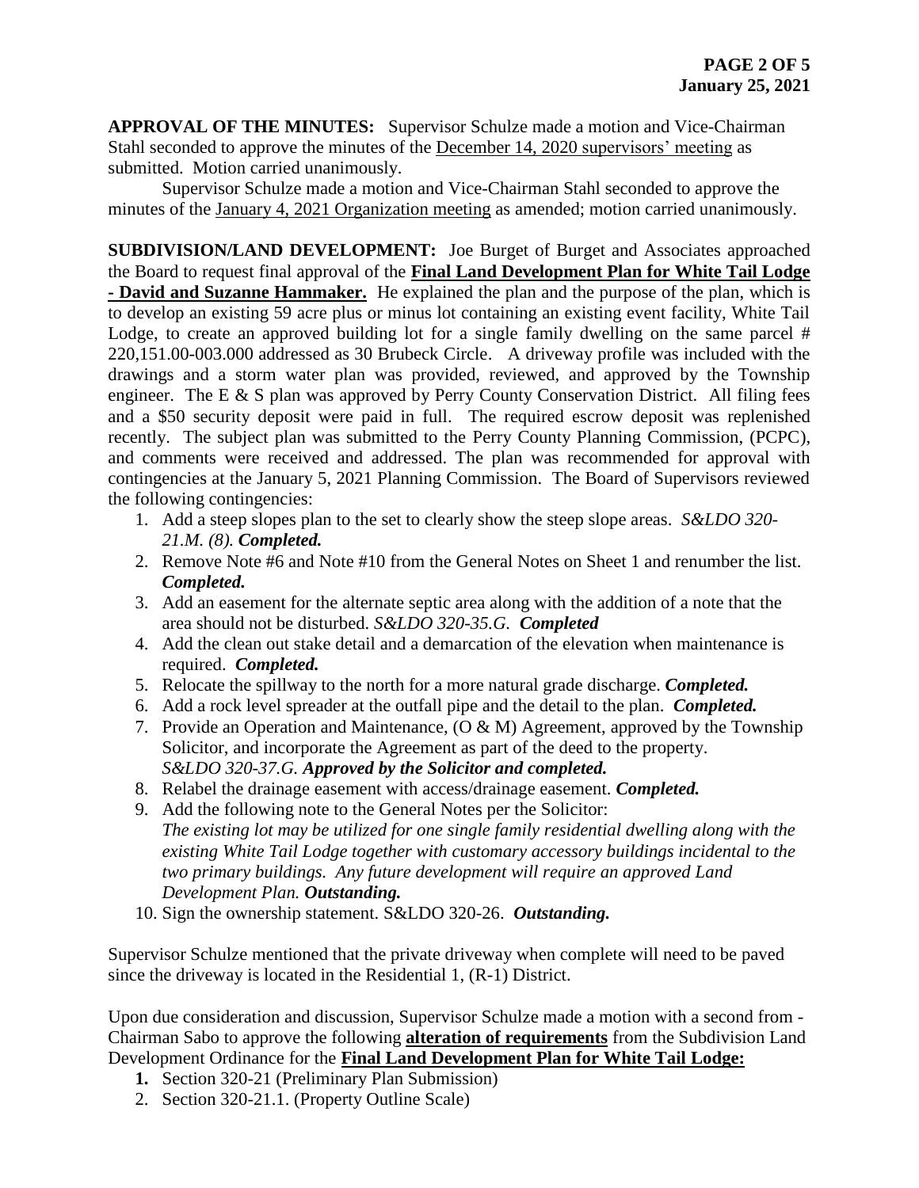**APPROVAL OF THE MINUTES:** Supervisor Schulze made a motion and Vice-Chairman Stahl seconded to approve the minutes of the December 14, 2020 supervisors' meeting as submitted. Motion carried unanimously.

Supervisor Schulze made a motion and Vice-Chairman Stahl seconded to approve the minutes of the January 4, 2021 Organization meeting as amended; motion carried unanimously.

**SUBDIVISION/LAND DEVELOPMENT:** Joe Burget of Burget and Associates approached the Board to request final approval of the **Final Land Development Plan for White Tail Lodge - David and Suzanne Hammaker.** He explained the plan and the purpose of the plan, which is to develop an existing 59 acre plus or minus lot containing an existing event facility, White Tail Lodge, to create an approved building lot for a single family dwelling on the same parcel # 220,151.00-003.000 addressed as 30 Brubeck Circle. A driveway profile was included with the drawings and a storm water plan was provided, reviewed, and approved by the Township engineer. The E & S plan was approved by Perry County Conservation District. All filing fees and a $50 security deposit were paid in full. The required escrow deposit was replenished recently. The subject plan was submitted to the Perry County Planning Commission, (PCPC), and comments were received and addressed. The plan was recommended for approval with contingencies at the January 5, 2021 Planning Commission. The Board of Supervisors reviewed the following contingencies:

1. Add a steep slopes plan to the set to clearly show the steep slope areas. *S&LDO 320-21.M. (8).* ***Completed.***
2. Remove Note #6 and Note #10 from the General Notes on Sheet 1 and renumber the list. ***Completed.***
3. Add an easement for the alternate septic area along with the addition of a note that the area should not be disturbed. *S&LDO 320-35.G.* ***Completed***
4. Add the clean out stake detail and a demarcation of the elevation when maintenance is required. ***Completed.***
5. Relocate the spillway to the north for a more natural grade discharge. ***Completed.***
6. Add a rock level spreader at the outfall pipe and the detail to the plan. ***Completed.***
7. Provide an Operation and Maintenance, (O & M) Agreement, approved by the Township Solicitor, and incorporate the Agreement as part of the deed to the property. *S&LDO 320-37.G.* ***Approved by the Solicitor and completed.***
8. Relabel the drainage easement with access/drainage easement. ***Completed.***
9. Add the following note to the General Notes per the Solicitor: *The existing lot may be utilized for one single family residential dwelling along with the existing White Tail Lodge together with customary accessory buildings incidental to the two primary buildings. Any future development will require an approved Land Development Plan.* ***Outstanding.***
10. Sign the ownership statement. S&LDO 320-26. ***Outstanding.***

Supervisor Schulze mentioned that the private driveway when complete will need to be paved since the driveway is located in the Residential 1, (R-1) District.

Upon due consideration and discussion, Supervisor Schulze made a motion with a second from - Chairman Sabo to approve the following **alteration of requirements** from the Subdivision Land Development Ordinance for the **Final Land Development Plan for White Tail Lodge:**

1. Section 320-21 (Preliminary Plan Submission)
2. Section 320-21.1. (Property Outline Scale)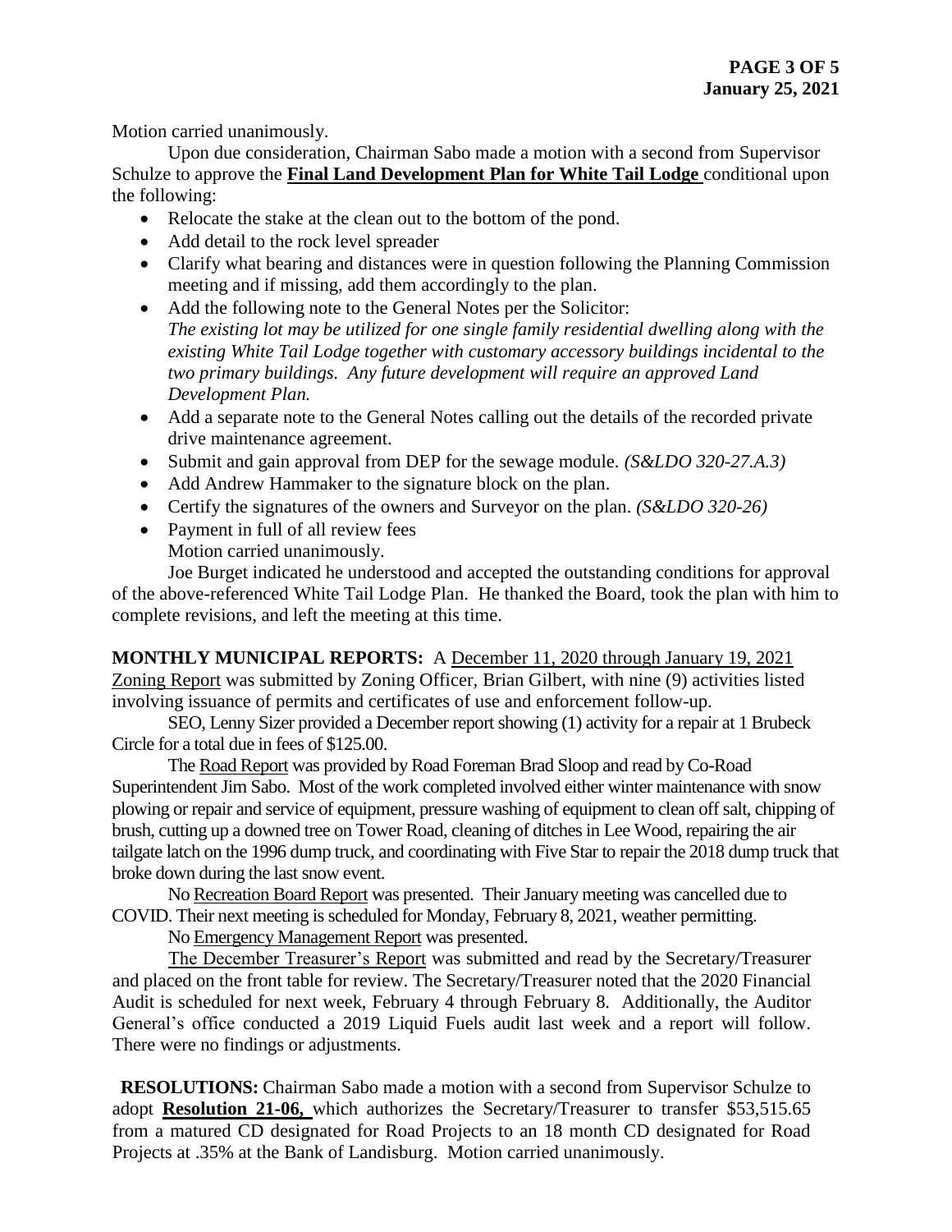Motion carried unanimously.

Upon due consideration, Chairman Sabo made a motion with a second from Supervisor Schulze to approve the **Final Land Development Plan for White Tail Lodge** conditional upon the following:

- Relocate the stake at the clean out to the bottom of the pond.
- Add detail to the rock level spreader
- Clarify what bearing and distances were in question following the Planning Commission meeting and if missing, add them accordingly to the plan.
- Add the following note to the General Notes per the Solicitor:
  *The existing lot may be utilized for one single family residential dwelling along with the existing White Tail Lodge together with customary accessory buildings incidental to the two primary buildings. Any future development will require an approved Land Development Plan.*
- Add a separate note to the General Notes calling out the details of the recorded private drive maintenance agreement.
- Submit and gain approval from DEP for the sewage module. *(S&LDO 320-27.A.3)*
- Add Andrew Hammaker to the signature block on the plan.
- Certify the signatures of the owners and Surveyor on the plan. *(S&LDO 320-26)*
- Payment in full of all review fees

  Motion carried unanimously.

Joe Burget indicated he understood and accepted the outstanding conditions for approval of the above-referenced White Tail Lodge Plan. He thanked the Board, took the plan with him to complete revisions, and left the meeting at this time.

**MONTHLY MUNICIPAL REPORTS:** A December 11, 2020 through January 19, 2021 Zoning Report was submitted by Zoning Officer, Brian Gilbert, with nine (9) activities listed involving issuance of permits and certificates of use and enforcement follow-up.

SEO, Lenny Sizer provided a December report showing (1) activity for a repair at 1 Brubeck Circle for a total due in fees of $125.00.

The Road Report was provided by Road Foreman Brad Sloop and read by Co-Road Superintendent Jim Sabo. Most of the work completed involved either winter maintenance with snow plowing or repair and service of equipment, pressure washing of equipment to clean off salt, chipping of brush, cutting up a downed tree on Tower Road, cleaning of ditches in Lee Wood, repairing the air tailgate latch on the 1996 dump truck, and coordinating with Five Star to repair the 2018 dump truck that broke down during the last snow event.

No Recreation Board Report was presented. Their January meeting was cancelled due to COVID. Their next meeting is scheduled for Monday, February 8, 2021, weather permitting.

No Emergency Management Report was presented.

The December Treasurer's Report was submitted and read by the Secretary/Treasurer and placed on the front table for review. The Secretary/Treasurer noted that the 2020 Financial Audit is scheduled for next week, February 4 through February 8. Additionally, the Auditor General's office conducted a 2019 Liquid Fuels audit last week and a report will follow. There were no findings or adjustments.

**RESOLUTIONS:** Chairman Sabo made a motion with a second from Supervisor Schulze to adopt **Resolution 21-06,** which authorizes the Secretary/Treasurer to transfer $53,515.65 from a matured CD designated for Road Projects to an 18 month CD designated for Road Projects at .35% at the Bank of Landisburg. Motion carried unanimously.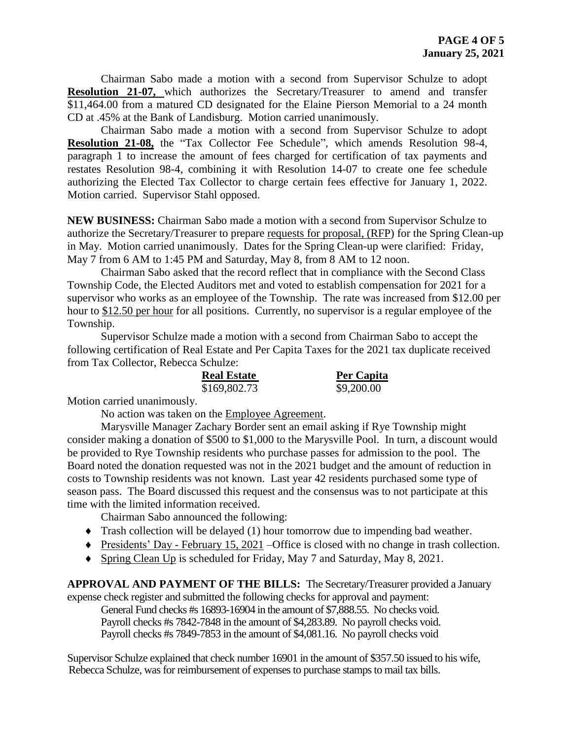Chairman Sabo made a motion with a second from Supervisor Schulze to adopt **Resolution 21-07,** which authorizes the Secretary/Treasurer to amend and transfer $11,464.00 from a matured CD designated for the Elaine Pierson Memorial to a 24 month CD at .45% at the Bank of Landisburg. Motion carried unanimously.

Chairman Sabo made a motion with a second from Supervisor Schulze to adopt **Resolution 21-08,** the "Tax Collector Fee Schedule", which amends Resolution 98-4, paragraph 1 to increase the amount of fees charged for certification of tax payments and restates Resolution 98-4, combining it with Resolution 14-07 to create one fee schedule authorizing the Elected Tax Collector to charge certain fees effective for January 1, 2022. Motion carried. Supervisor Stahl opposed.

**NEW BUSINESS:** Chairman Sabo made a motion with a second from Supervisor Schulze to authorize the Secretary/Treasurer to prepare requests for proposal, (RFP) for the Spring Clean-up in May. Motion carried unanimously. Dates for the Spring Clean-up were clarified: Friday, May 7 from 6 AM to 1:45 PM and Saturday, May 8, from 8 AM to 12 noon.

Chairman Sabo asked that the record reflect that in compliance with the Second Class Township Code, the Elected Auditors met and voted to establish compensation for 2021 for a supervisor who works as an employee of the Township. The rate was increased from $12.00 per hour to $12.50 per hour for all positions. Currently, no supervisor is a regular employee of the Township.

Supervisor Schulze made a motion with a second from Chairman Sabo to accept the following certification of Real Estate and Per Capita Taxes for the 2021 tax duplicate received from Tax Collector, Rebecca Schulze:

| Real Estate | Per Capita |
|---|---|
| $169,802.73 | $9,200.00 |

Motion carried unanimously.

No action was taken on the Employee Agreement.

Marysville Manager Zachary Border sent an email asking if Rye Township might consider making a donation of $500 to $1,000 to the Marysville Pool. In turn, a discount would be provided to Rye Township residents who purchase passes for admission to the pool. The Board noted the donation requested was not in the 2021 budget and the amount of reduction in costs to Township residents was not known. Last year 42 residents purchased some type of season pass. The Board discussed this request and the consensus was to not participate at this time with the limited information received.

Chairman Sabo announced the following:

- Trash collection will be delayed (1) hour tomorrow due to impending bad weather.
- Presidents' Day - February 15, 2021 –Office is closed with no change in trash collection.
- Spring Clean Up is scheduled for Friday, May 7 and Saturday, May 8, 2021.

**APPROVAL AND PAYMENT OF THE BILLS:** The Secretary/Treasurer provided a January expense check register and submitted the following checks for approval and payment:

General Fund checks #s 16893-16904 in the amount of $7,888.55. No checks void.
Payroll checks #s 7842-7848 in the amount of $4,283.89. No payroll checks void.
Payroll checks #s 7849-7853 in the amount of $4,081.16. No payroll checks void

Supervisor Schulze explained that check number 16901 in the amount of $357.50 issued to his wife, Rebecca Schulze, was for reimbursement of expenses to purchase stamps to mail tax bills.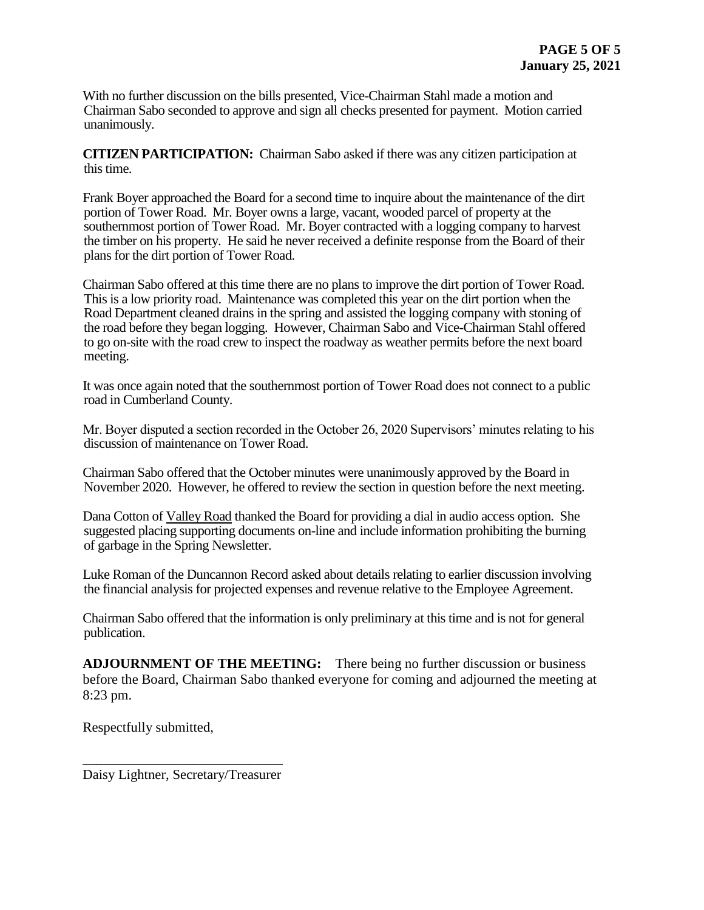With no further discussion on the bills presented, Vice-Chairman Stahl made a motion and Chairman Sabo seconded to approve and sign all checks presented for payment. Motion carried unanimously.

**CITIZEN PARTICIPATION:** Chairman Sabo asked if there was any citizen participation at this time.

Frank Boyer approached the Board for a second time to inquire about the maintenance of the dirt portion of Tower Road. Mr. Boyer owns a large, vacant, wooded parcel of property at the southernmost portion of Tower Road. Mr. Boyer contracted with a logging company to harvest the timber on his property. He said he never received a definite response from the Board of their plans for the dirt portion of Tower Road.

Chairman Sabo offered at this time there are no plans to improve the dirt portion of Tower Road. This is a low priority road. Maintenance was completed this year on the dirt portion when the Road Department cleaned drains in the spring and assisted the logging company with stoning of the road before they began logging. However, Chairman Sabo and Vice-Chairman Stahl offered to go on-site with the road crew to inspect the roadway as weather permits before the next board meeting.

It was once again noted that the southernmost portion of Tower Road does not connect to a public road in Cumberland County.

Mr. Boyer disputed a section recorded in the October 26, 2020 Supervisors' minutes relating to his discussion of maintenance on Tower Road.

Chairman Sabo offered that the October minutes were unanimously approved by the Board in November 2020. However, he offered to review the section in question before the next meeting.

Dana Cotton of Valley Road thanked the Board for providing a dial in audio access option. She suggested placing supporting documents on-line and include information prohibiting the burning of garbage in the Spring Newsletter.

Luke Roman of the Duncannon Record asked about details relating to earlier discussion involving the financial analysis for projected expenses and revenue relative to the Employee Agreement.

Chairman Sabo offered that the information is only preliminary at this time and is not for general publication.

**ADJOURNMENT OF THE MEETING:** There being no further discussion or business before the Board, Chairman Sabo thanked everyone for coming and adjourned the meeting at 8:23 pm.

Respectfully submitted,

\_\_\_\_\_\_\_\_\_\_\_\_\_\_\_\_\_\_\_\_\_\_\_\_\_\_\_\_\_\_

Daisy Lightner, Secretary/Treasurer